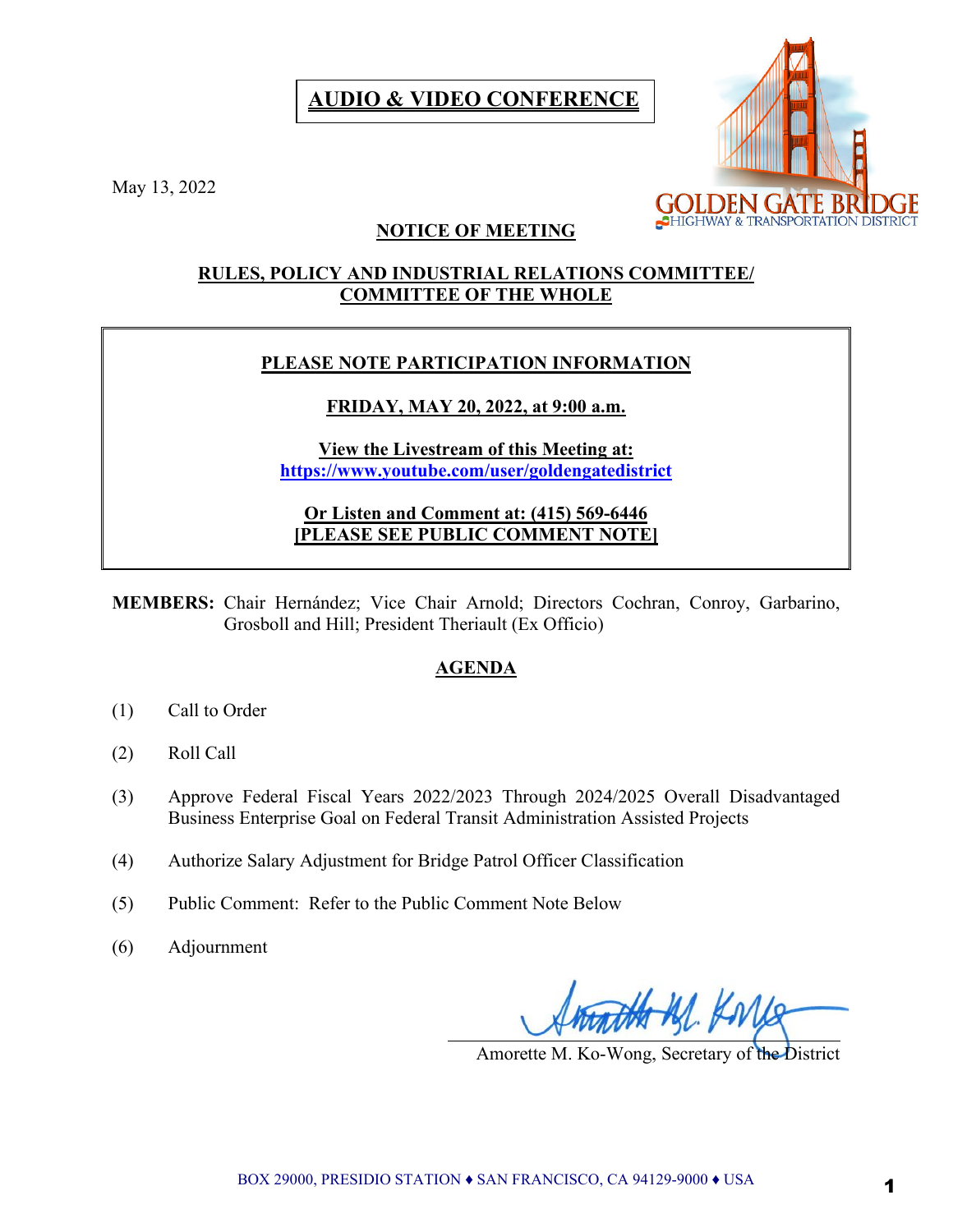**AUDIO & VIDEO CONFERENCE**

May 13, 2022

## NOTICE OF MEETING

## RULES, POLICY AND INDUSTRIAL RELATIONS COMMITTEE/ COMMITTEE OF THE WHOLE

**PLEASE NOTE PARTICIPATION INFORMATION**

**FRIDAY, MAY 20, 2022, at 9:00 a.m.**

**View the Livestream of this Meeting at:**
**https://www.youtube.com/user/goldengatedistrict**

**Or Listen and Comment at: (415) 569-6446**
**[PLEASE SEE PUBLIC COMMENT NOTE]**

**MEMBERS:** Chair Hernández; Vice Chair Arnold; Directors Cochran, Conroy, Garbarino, Grosboll and Hill; President Theriault (Ex Officio)

## AGENDA

(1) Call to Order

(2) Roll Call

(3) Approve Federal Fiscal Years 2022/2023 Through 2024/2025 Overall Disadvantaged Business Enterprise Goal on Federal Transit Administration Assisted Projects

(4) Authorize Salary Adjustment for Bridge Patrol Officer Classification

(5) Public Comment: Refer to the Public Comment Note Below

(6) Adjournment

Amorette M. Ko-Wong, Secretary of the District

BOX 29000, PRESIDIO STATION ♦ SAN FRANCISCO, CA 94129-9000 ♦ USA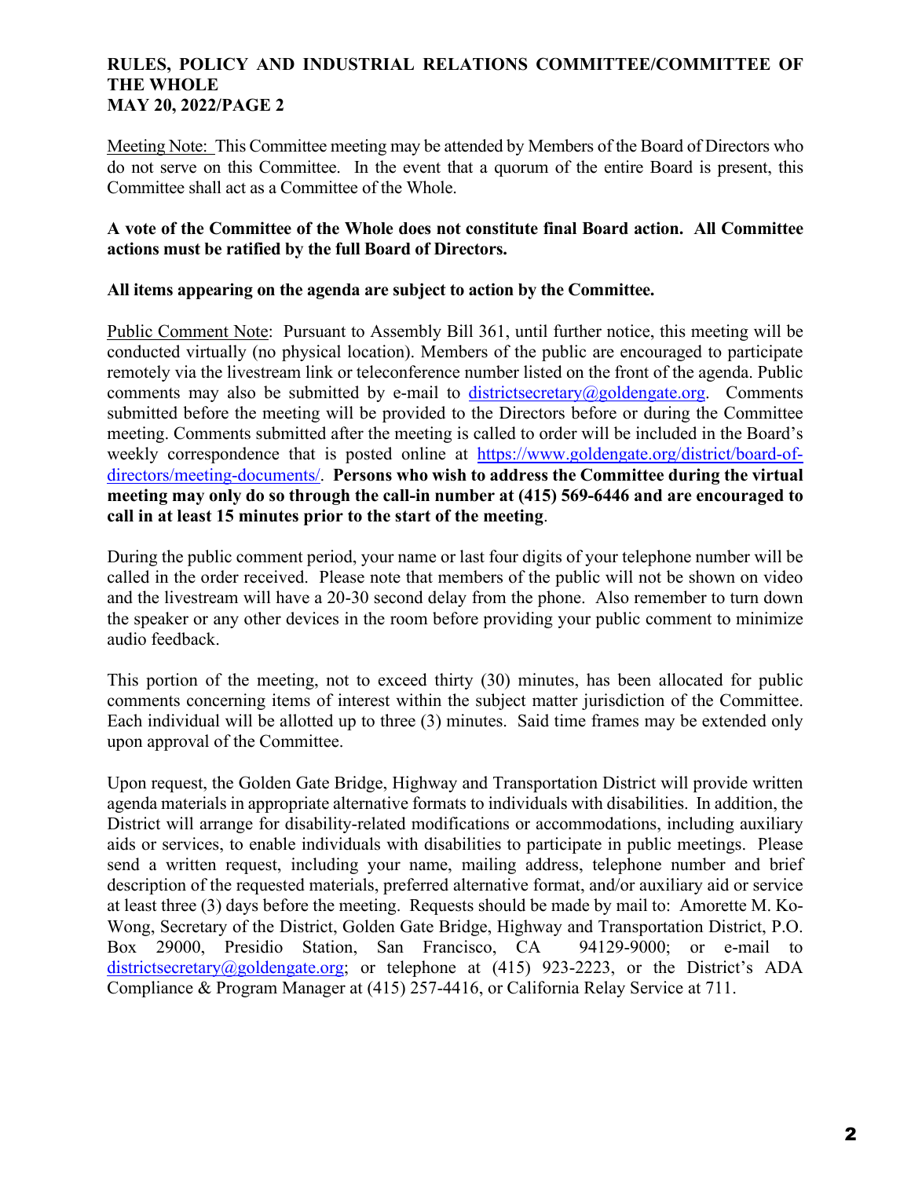Meeting Note: This Committee meeting may be attended by Members of the Board of Directors who do not serve on this Committee. In the event that a quorum of the entire Board is present, this Committee shall act as a Committee of the Whole.

**A vote of the Committee of the Whole does not constitute final Board action. All Committee actions must be ratified by the full Board of Directors.**

**All items appearing on the agenda are subject to action by the Committee.**

Public Comment Note: Pursuant to Assembly Bill 361, until further notice, this meeting will be conducted virtually (no physical location). Members of the public are encouraged to participate remotely via the livestream link or teleconference number listed on the front of the agenda. Public comments may also be submitted by e-mail to districtsecretary@goldengate.org. Comments submitted before the meeting will be provided to the Directors before or during the Committee meeting. Comments submitted after the meeting is called to order will be included in the Board's weekly correspondence that is posted online at https://www.goldengate.org/district/board-of-directors/meeting-documents/. **Persons who wish to address the Committee during the virtual meeting may only do so through the call-in number at (415) 569-6446 and are encouraged to call in at least 15 minutes prior to the start of the meeting**.

During the public comment period, your name or last four digits of your telephone number will be called in the order received. Please note that members of the public will not be shown on video and the livestream will have a 20-30 second delay from the phone. Also remember to turn down the speaker or any other devices in the room before providing your public comment to minimize audio feedback.

This portion of the meeting, not to exceed thirty (30) minutes, has been allocated for public comments concerning items of interest within the subject matter jurisdiction of the Committee. Each individual will be allotted up to three (3) minutes. Said time frames may be extended only upon approval of the Committee.

Upon request, the Golden Gate Bridge, Highway and Transportation District will provide written agenda materials in appropriate alternative formats to individuals with disabilities. In addition, the District will arrange for disability-related modifications or accommodations, including auxiliary aids or services, to enable individuals with disabilities to participate in public meetings. Please send a written request, including your name, mailing address, telephone number and brief description of the requested materials, preferred alternative format, and/or auxiliary aid or service at least three (3) days before the meeting. Requests should be made by mail to: Amorette M. Ko-Wong, Secretary of the District, Golden Gate Bridge, Highway and Transportation District, P.O. Box 29000, Presidio Station, San Francisco, CA 94129-9000; or e-mail to districtsecretary@goldengate.org; or telephone at (415) 923-2223, or the District's ADA Compliance & Program Manager at (415) 257-4416, or California Relay Service at 711.